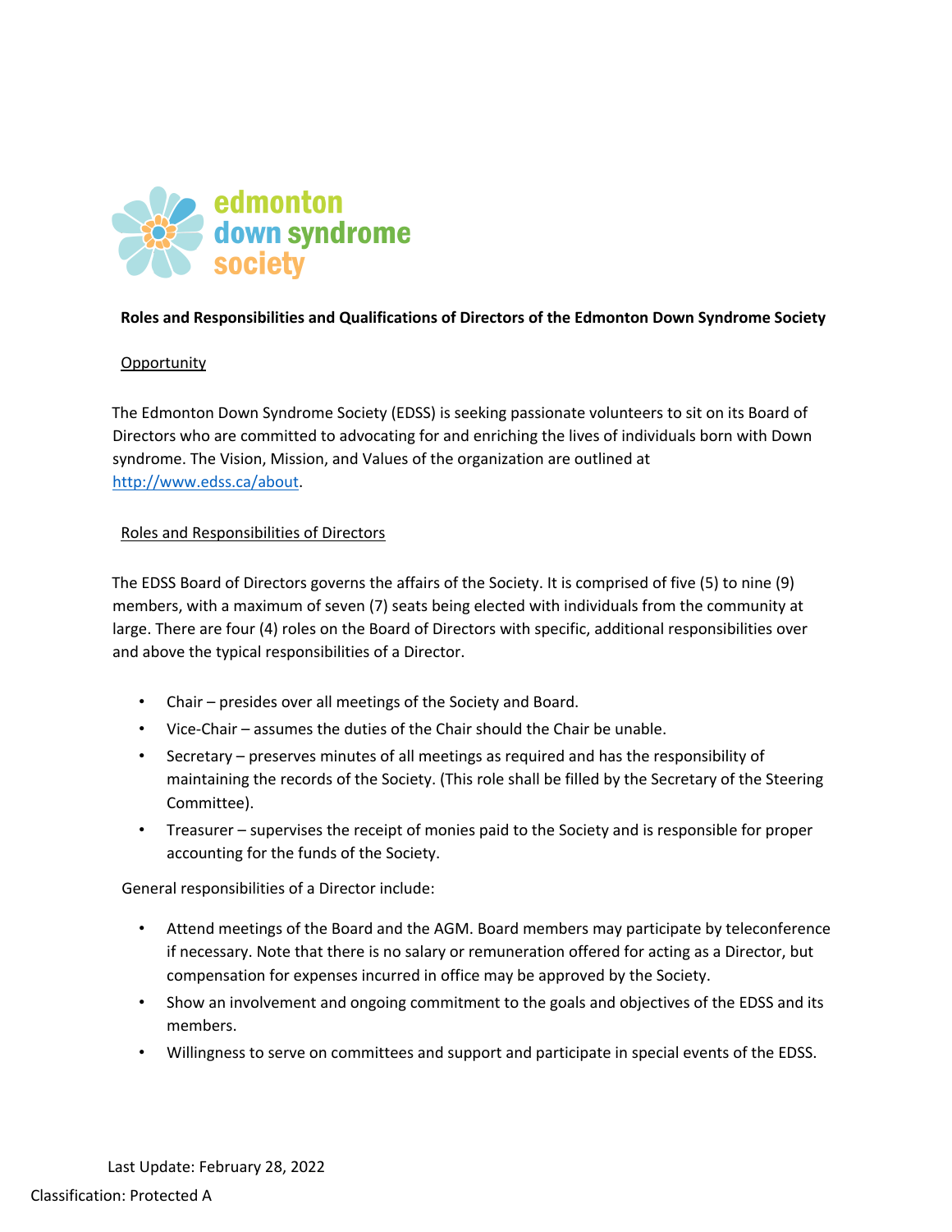edmonton down syndrome society

**Roles and Responsibilities and Qualifications of Directors of the Edmonton Down Syndrome Society**

## Opportunity

The Edmonton Down Syndrome Society (EDSS) is seeking passionate volunteers to sit on its Board of Directors who are committed to advocating for and enriching the lives of individuals born with Down syndrome. The Vision, Mission, and Values of the organization are outlined at http://www.edss.ca/about.

## Roles and Responsibilities of Directors

The EDSS Board of Directors governs the affairs of the Society. It is comprised of five (5) to nine (9) members, with a maximum of seven (7) seats being elected with individuals from the community at large. There are four (4) roles on the Board of Directors with specific, additional responsibilities over and above the typical responsibilities of a Director.

- Chair – presides over all meetings of the Society and Board.
- Vice-Chair – assumes the duties of the Chair should the Chair be unable.
- Secretary – preserves minutes of all meetings as required and has the responsibility of maintaining the records of the Society. (This role shall be filled by the Secretary of the Steering Committee).
- Treasurer – supervises the receipt of monies paid to the Society and is responsible for proper accounting for the funds of the Society.

General responsibilities of a Director include:

- Attend meetings of the Board and the AGM. Board members may participate by teleconference if necessary. Note that there is no salary or remuneration offered for acting as a Director, but compensation for expenses incurred in office may be approved by the Society.
- Show an involvement and ongoing commitment to the goals and objectives of the EDSS and its members.
- Willingness to serve on committees and support and participate in special events of the EDSS.

Last Update: February 28, 2022

Classification: Protected A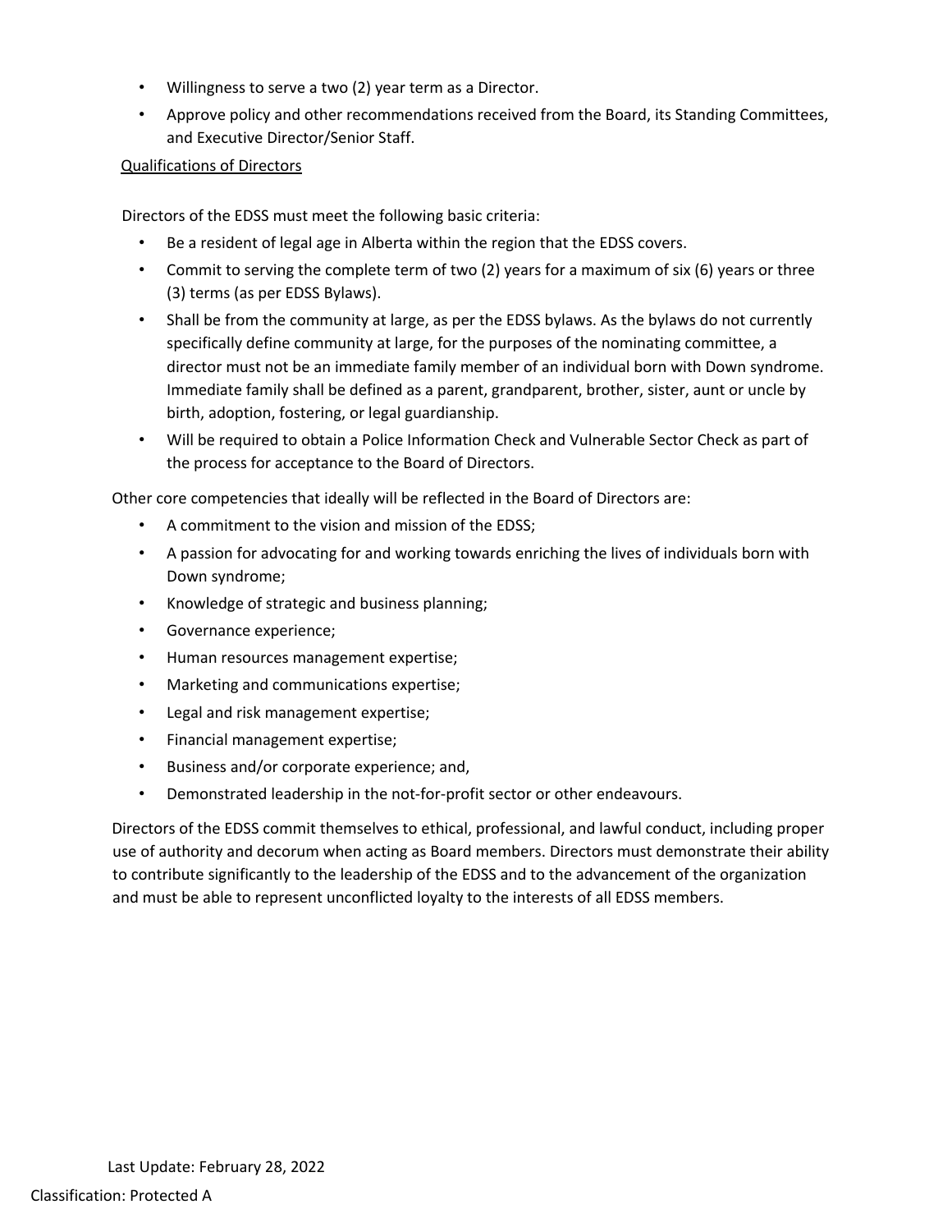- Willingness to serve a two (2) year term as a Director.
- Approve policy and other recommendations received from the Board, its Standing Committees, and Executive Director/Senior Staff.

<u>Qualifications of Directors</u>

Directors of the EDSS must meet the following basic criteria:

- Be a resident of legal age in Alberta within the region that the EDSS covers.
- Commit to serving the complete term of two (2) years for a maximum of six (6) years or three (3) terms (as per EDSS Bylaws).
- Shall be from the community at large, as per the EDSS bylaws. As the bylaws do not currently specifically define community at large, for the purposes of the nominating committee, a director must not be an immediate family member of an individual born with Down syndrome. Immediate family shall be defined as a parent, grandparent, brother, sister, aunt or uncle by birth, adoption, fostering, or legal guardianship.
- Will be required to obtain a Police Information Check and Vulnerable Sector Check as part of the process for acceptance to the Board of Directors.

Other core competencies that ideally will be reflected in the Board of Directors are:

- A commitment to the vision and mission of the EDSS;
- A passion for advocating for and working towards enriching the lives of individuals born with Down syndrome;
- Knowledge of strategic and business planning;
- Governance experience;
- Human resources management expertise;
- Marketing and communications expertise;
- Legal and risk management expertise;
- Financial management expertise;
- Business and/or corporate experience; and,
- Demonstrated leadership in the not-for-profit sector or other endeavours.

Directors of the EDSS commit themselves to ethical, professional, and lawful conduct, including proper use of authority and decorum when acting as Board members. Directors must demonstrate their ability to contribute significantly to the leadership of the EDSS and to the advancement of the organization and must be able to represent unconflicted loyalty to the interests of all EDSS members.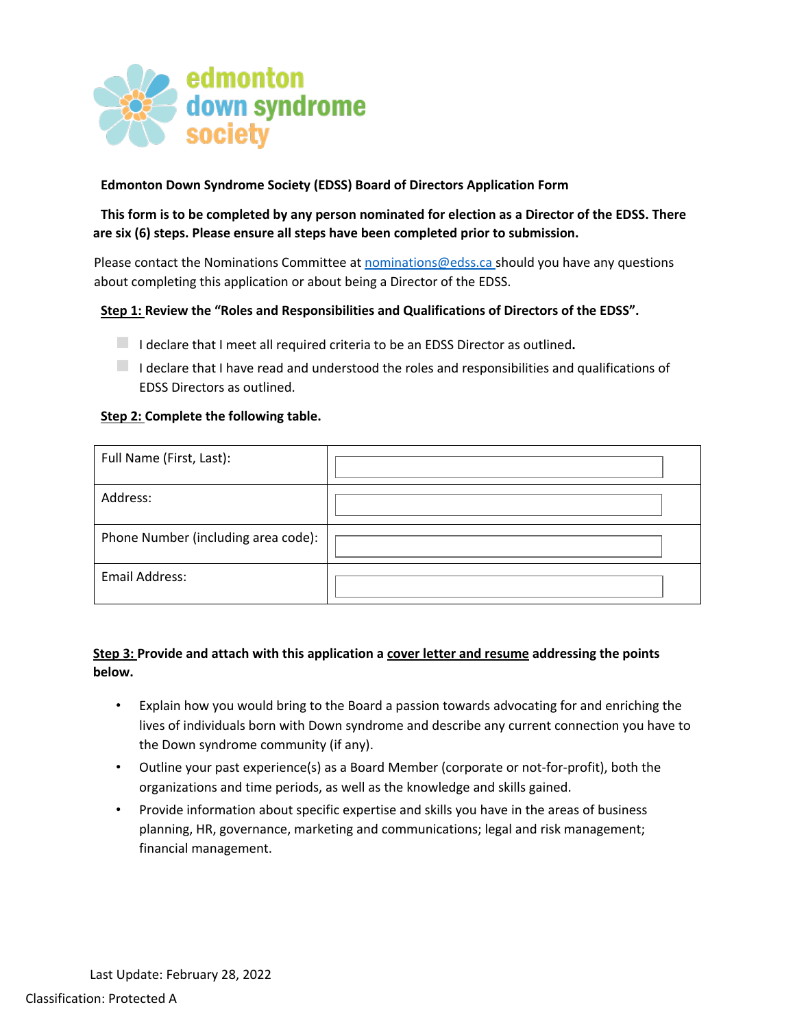**Edmonton Down Syndrome Society (EDSS) Board of Directors Application Form**

**This form is to be completed by any person nominated for election as a Director of the EDSS. There are six (6) steps. Please ensure all steps have been completed prior to submission.**

Please contact the Nominations Committee at nominations@edss.ca should you have any questions about completing this application or about being a Director of the EDSS.

**Step 1: Review the "Roles and Responsibilities and Qualifications of Directors of the EDSS".**

- ☐ I declare that I meet all required criteria to be an EDSS Director as outlined**.**
- ☐ I declare that I have read and understood the roles and responsibilities and qualifications of EDSS Directors as outlined.

**Step 2: Complete the following table.**

| | |
|---|---|
| Full Name (First, Last): | |
| Address: | |
| Phone Number (including area code): | |
| Email Address: | |

**Step 3: Provide and attach with this application a cover letter and resume addressing the points below.**

- Explain how you would bring to the Board a passion towards advocating for and enriching the lives of individuals born with Down syndrome and describe any current connection you have to the Down syndrome community (if any).
- Outline your past experience(s) as a Board Member (corporate or not-for-profit), both the organizations and time periods, as well as the knowledge and skills gained.
- Provide information about specific expertise and skills you have in the areas of business planning, HR, governance, marketing and communications; legal and risk management; financial management.

Last Update: February 28, 2022

Classification: Protected A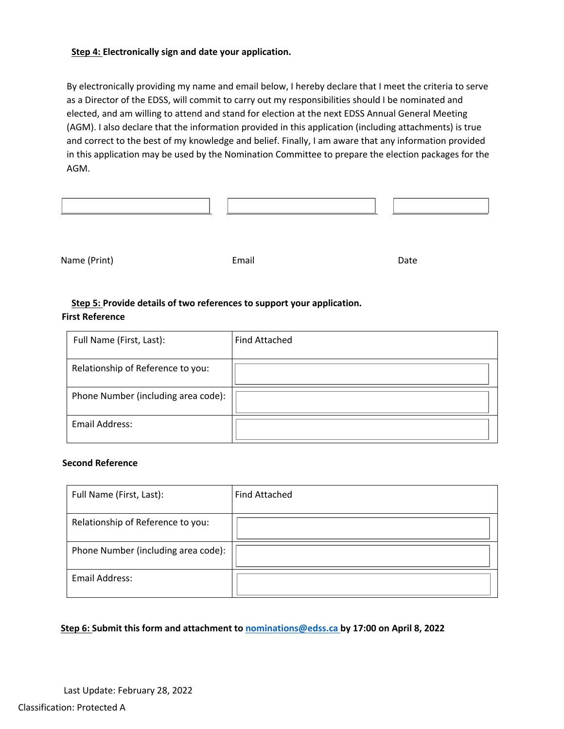**Step 4: Electronically sign and date your application.**

By electronically providing my name and email below, I hereby declare that I meet the criteria to serve as a Director of the EDSS, will commit to carry out my responsibilities should I be nominated and elected, and am willing to attend and stand for election at the next EDSS Annual General Meeting (AGM). I also declare that the information provided in this application (including attachments) is true and correct to the best of my knowledge and belief. Finally, I am aware that any information provided in this application may be used by the Nomination Committee to prepare the election packages for the AGM.

| | | |
|---|---|---|
| | | |
| Name (Print) | Email | Date |

**Step 5: Provide details of two references to support your application.**

**First Reference**

| | |
|---|---|
| Full Name (First, Last): | Find Attached |
| Relationship of Reference to you: | |
| Phone Number (including area code): | |
| Email Address: | |

**Second Reference**

| | |
|---|---|
| Full Name (First, Last): | Find Attached |
| Relationship of Reference to you: | |
| Phone Number (including area code): | |
| Email Address: | |

**Step 6: Submit this form and attachment to nominations@edss.ca by 17:00 on April 8, 2022**

Last Update: February 28, 2022

Classification: Protected A